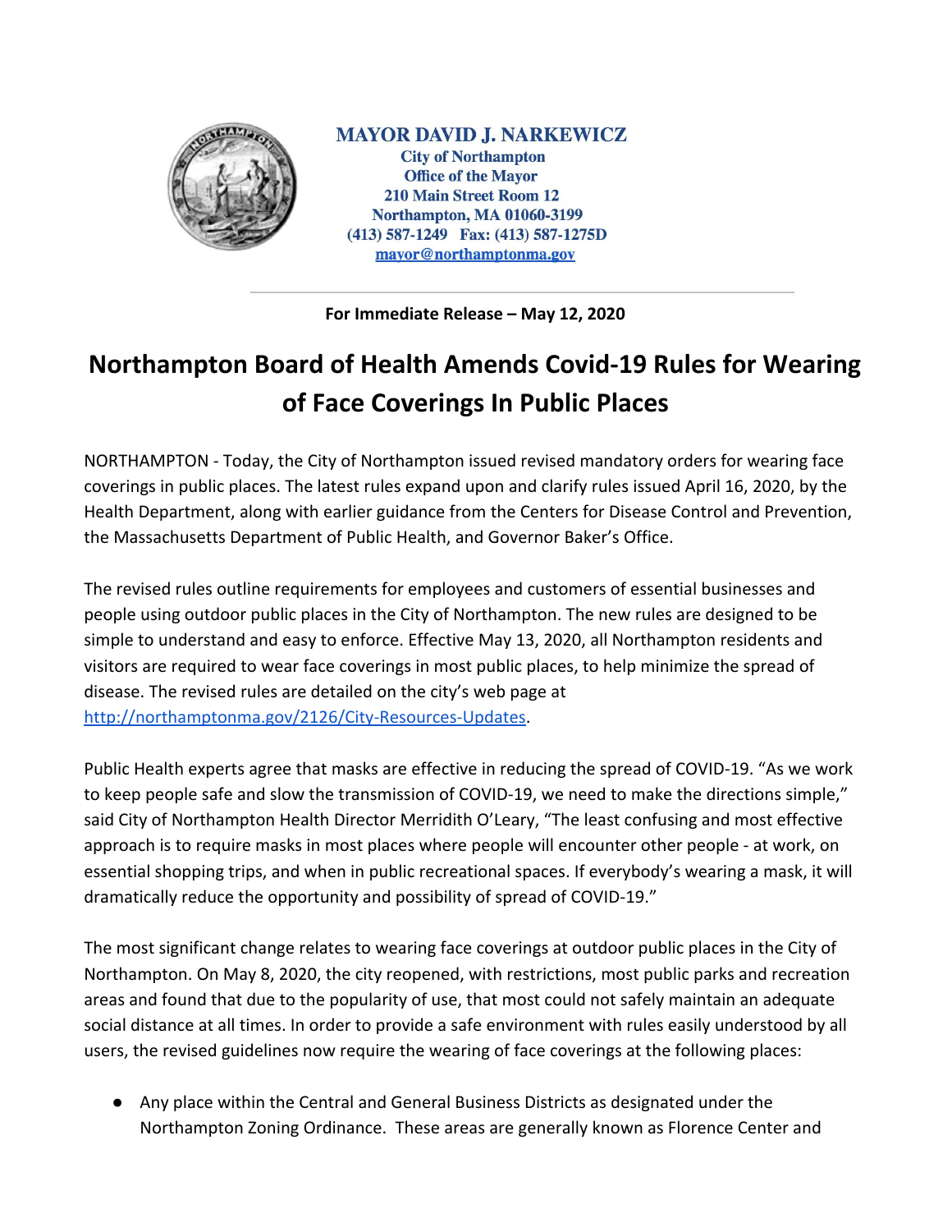**MAYOR DAVID J. NARKEWICZ**
**City of Northampton**
**Office of the Mayor**
**210 Main Street Room 12**
**Northampton, MA 01060-3199**
**(413) 587-1249 Fax: (413) 587-1275D**
**mayor@northamptonma.gov**

---

**For Immediate Release – May 12, 2020**

# Northampton Board of Health Amends Covid-19 Rules for Wearing of Face Coverings In Public Places

NORTHAMPTON - Today, the City of Northampton issued revised mandatory orders for wearing face coverings in public places. The latest rules expand upon and clarify rules issued April 16, 2020, by the Health Department, along with earlier guidance from the Centers for Disease Control and Prevention, the Massachusetts Department of Public Health, and Governor Baker's Office.

The revised rules outline requirements for employees and customers of essential businesses and people using outdoor public places in the City of Northampton. The new rules are designed to be simple to understand and easy to enforce. Effective May 13, 2020, all Northampton residents and visitors are required to wear face coverings in most public places, to help minimize the spread of disease. The revised rules are detailed on the city's web page at http://northamptonma.gov/2126/City-Resources-Updates.

Public Health experts agree that masks are effective in reducing the spread of COVID-19. "As we work to keep people safe and slow the transmission of COVID-19, we need to make the directions simple," said City of Northampton Health Director Merridith O'Leary, "The least confusing and most effective approach is to require masks in most places where people will encounter other people - at work, on essential shopping trips, and when in public recreational spaces. If everybody's wearing a mask, it will dramatically reduce the opportunity and possibility of spread of COVID-19."

The most significant change relates to wearing face coverings at outdoor public places in the City of Northampton. On May 8, 2020, the city reopened, with restrictions, most public parks and recreation areas and found that due to the popularity of use, that most could not safely maintain an adequate social distance at all times. In order to provide a safe environment with rules easily understood by all users, the revised guidelines now require the wearing of face coverings at the following places:

- Any place within the Central and General Business Districts as designated under the Northampton Zoning Ordinance. These areas are generally known as Florence Center and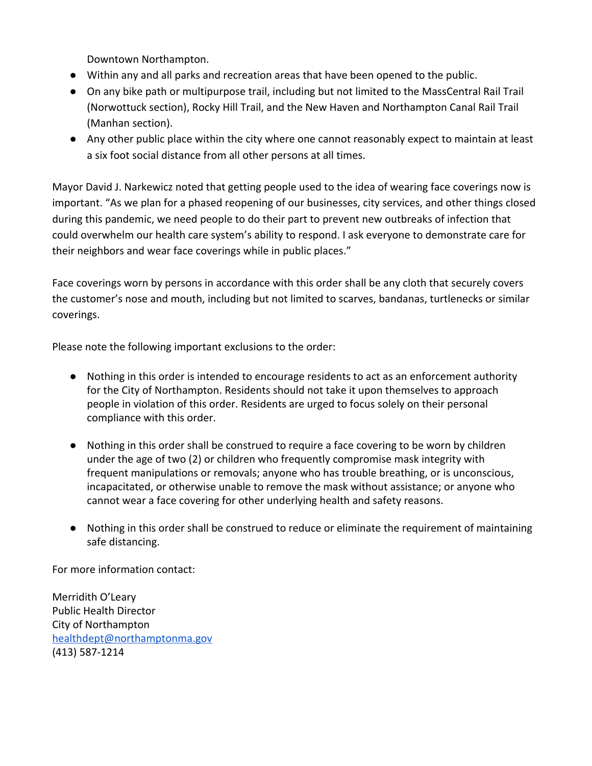Downtown Northampton.

- Within any and all parks and recreation areas that have been opened to the public.
- On any bike path or multipurpose trail, including but not limited to the MassCentral Rail Trail (Norwottuck section), Rocky Hill Trail, and the New Haven and Northampton Canal Rail Trail (Manhan section).
- Any other public place within the city where one cannot reasonably expect to maintain at least a six foot social distance from all other persons at all times.

Mayor David J. Narkewicz noted that getting people used to the idea of wearing face coverings now is important. "As we plan for a phased reopening of our businesses, city services, and other things closed during this pandemic, we need people to do their part to prevent new outbreaks of infection that could overwhelm our health care system's ability to respond. I ask everyone to demonstrate care for their neighbors and wear face coverings while in public places."

Face coverings worn by persons in accordance with this order shall be any cloth that securely covers the customer's nose and mouth, including but not limited to scarves, bandanas, turtlenecks or similar coverings.

Please note the following important exclusions to the order:

- Nothing in this order is intended to encourage residents to act as an enforcement authority for the City of Northampton. Residents should not take it upon themselves to approach people in violation of this order. Residents are urged to focus solely on their personal compliance with this order.

- Nothing in this order shall be construed to require a face covering to be worn by children under the age of two (2) or children who frequently compromise mask integrity with frequent manipulations or removals; anyone who has trouble breathing, or is unconscious, incapacitated, or otherwise unable to remove the mask without assistance; or anyone who cannot wear a face covering for other underlying health and safety reasons.

- Nothing in this order shall be construed to reduce or eliminate the requirement of maintaining safe distancing.

For more information contact:

Merridith O'Leary
Public Health Director
City of Northampton
healthdept@northamptonma.gov
(413) 587-1214